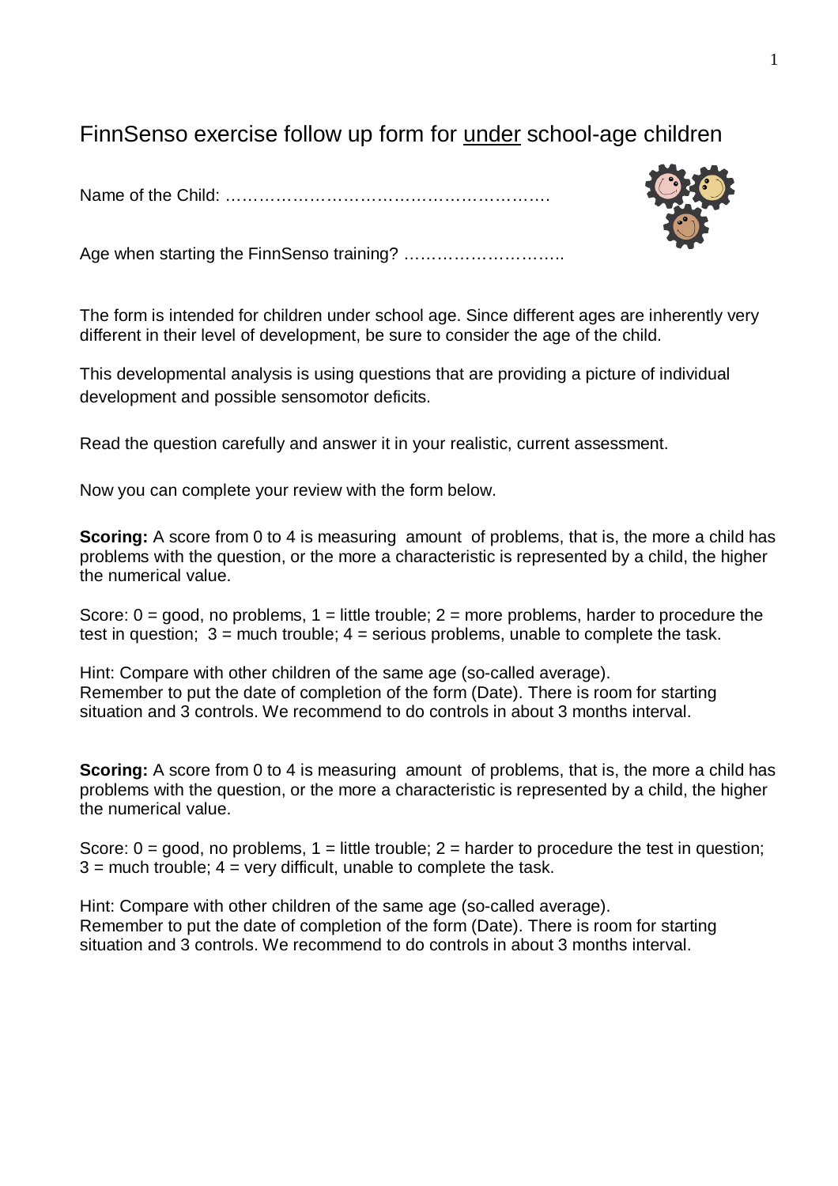# FinnSenso exercise follow up form for <u>under</u> school-age children

Name of the Child: ………………………………………………….

Age when starting the FinnSenso training? ………………………..

The form is intended for children under school age. Since different ages are inherently very different in their level of development, be sure to consider the age of the child.

This developmental analysis is using questions that are providing a picture of individual development and possible sensomotor deficits.

Read the question carefully and answer it in your realistic, current assessment.

Now you can complete your review with the form below.

**Scoring:** A score from 0 to 4 is measuring amount of problems, that is, the more a child has problems with the question, or the more a characteristic is represented by a child, the higher the numerical value.

Score: 0 = good, no problems, 1 = little trouble; 2 = more problems, harder to procedure the test in question; 3 = much trouble; 4 = serious problems, unable to complete the task.

Hint: Compare with other children of the same age (so-called average).
Remember to put the date of completion of the form (Date). There is room for starting situation and 3 controls. We recommend to do controls in about 3 months interval.

**Scoring:** A score from 0 to 4 is measuring amount of problems, that is, the more a child has problems with the question, or the more a characteristic is represented by a child, the higher the numerical value.

Score: 0 = good, no problems, 1 = little trouble; 2 = harder to procedure the test in question; 3 = much trouble; 4 = very difficult, unable to complete the task.

Hint: Compare with other children of the same age (so-called average).
Remember to put the date of completion of the form (Date). There is room for starting situation and 3 controls. We recommend to do controls in about 3 months interval.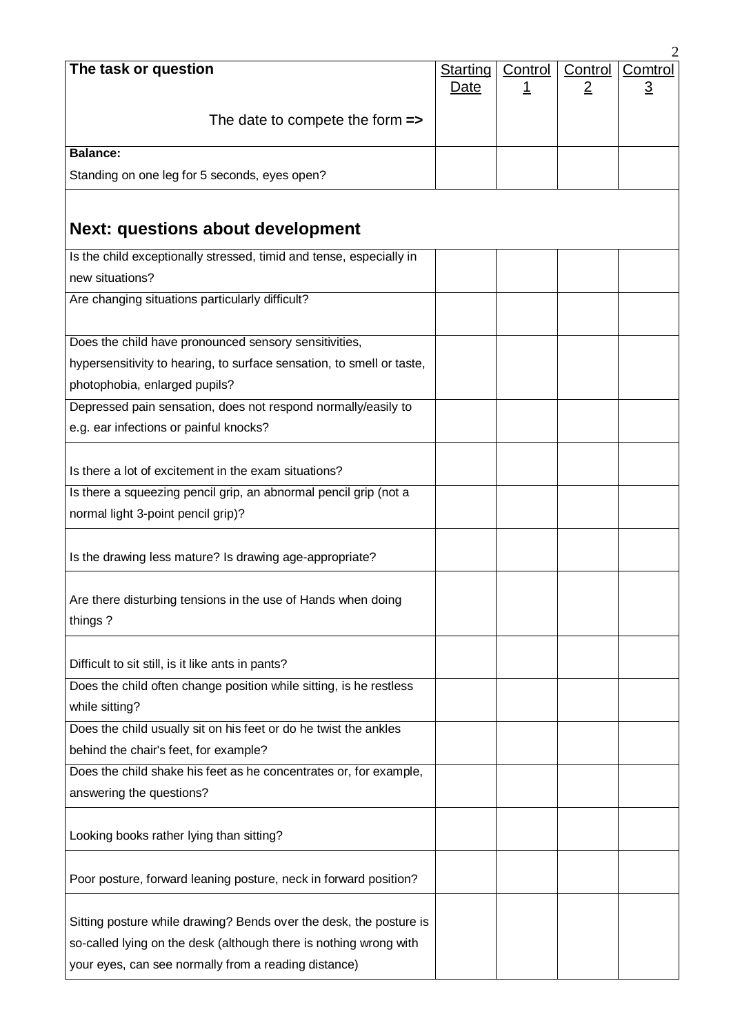| The task or question | Starting Date | Control 1 | Control 2 | Comtrol 3 |
|---|---|---|---|---|
| The date to compete the form **=>** | | | | |
| **Balance:** Standing on one leg for 5 seconds, eyes open? | | | | |
| **Next: questions about development** | | | | |
| Is the child exceptionally stressed, timid and tense, especially in new situations? | | | | |
| Are changing situations particularly difficult? | | | | |
| Does the child have pronounced sensory sensitivities, hypersensitivity to hearing, to surface sensation, to smell or taste, photophobia, enlarged pupils? | | | | |
| Depressed pain sensation, does not respond normally/easily to e.g. ear infections or painful knocks? | | | | |
| Is there a lot of excitement in the exam situations? | | | | |
| Is there a squeezing pencil grip, an abnormal pencil grip (not a normal light 3-point pencil grip)? | | | | |
| Is the drawing less mature? Is drawing age-appropriate? | | | | |
| Are there disturbing tensions in the use of Hands when doing things ? | | | | |
| Difficult to sit still, is it like ants in pants? | | | | |
| Does the child often change position while sitting, is he restless while sitting? | | | | |
| Does the child usually sit on his feet or do he twist the ankles behind the chair's feet, for example? | | | | |
| Does the child shake his feet as he concentrates or, for example, answering the questions? | | | | |
| Looking books rather lying than sitting? | | | | |
| Poor posture, forward leaning posture, neck in forward position? | | | | |
| Sitting posture while drawing? Bends over the desk, the posture is so-called lying on the desk (although there is nothing wrong with your eyes, can see normally from a reading distance) | | | | |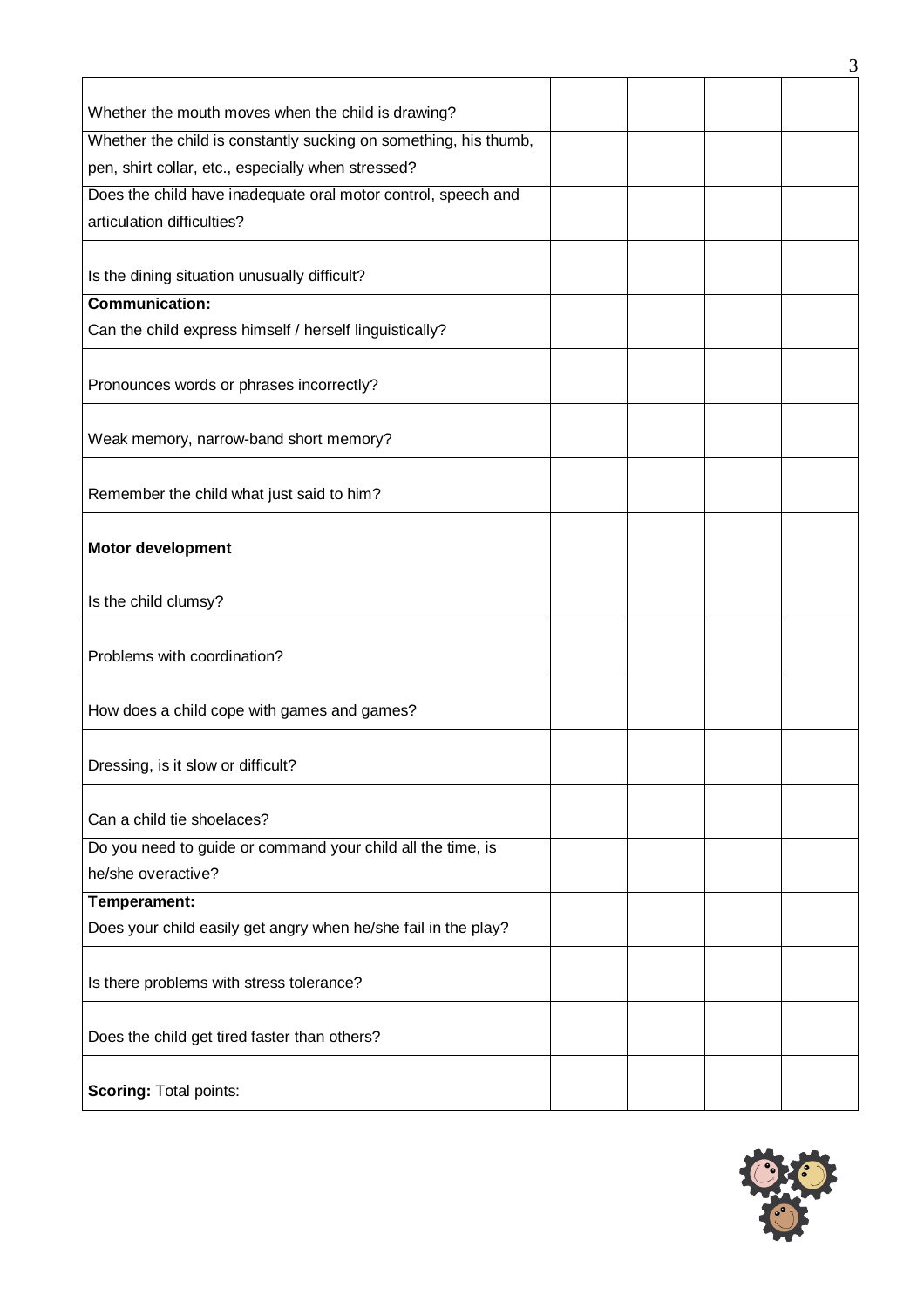| | | | | |
|---|---|---|---|---|
| Whether the mouth moves when the child is drawing? | | | | |
| Whether the child is constantly sucking on something, his thumb, pen, shirt collar, etc., especially when stressed? | | | | |
| Does the child have inadequate oral motor control, speech and articulation difficulties? | | | | |
| Is the dining situation unusually difficult? | | | | |
| **Communication:** Can the child express himself / herself linguistically? | | | | |
| Pronounces words or phrases incorrectly? | | | | |
| Weak memory, narrow-band short memory? | | | | |
| Remember the child what just said to him? | | | | |
| **Motor development** Is the child clumsy? | | | | |
| Problems with coordination? | | | | |
| How does a child cope with games and games? | | | | |
| Dressing, is it slow or difficult? | | | | |
| Can a child tie shoelaces? | | | | |
| Do you need to guide or command your child all the time, is he/she overactive? | | | | |
| **Temperament:** Does your child easily get angry when he/she fail in the play? | | | | |
| Is there problems with stress tolerance? | | | | |
| Does the child get tired faster than others? | | | | |
| **Scoring:** Total points: | | | | |